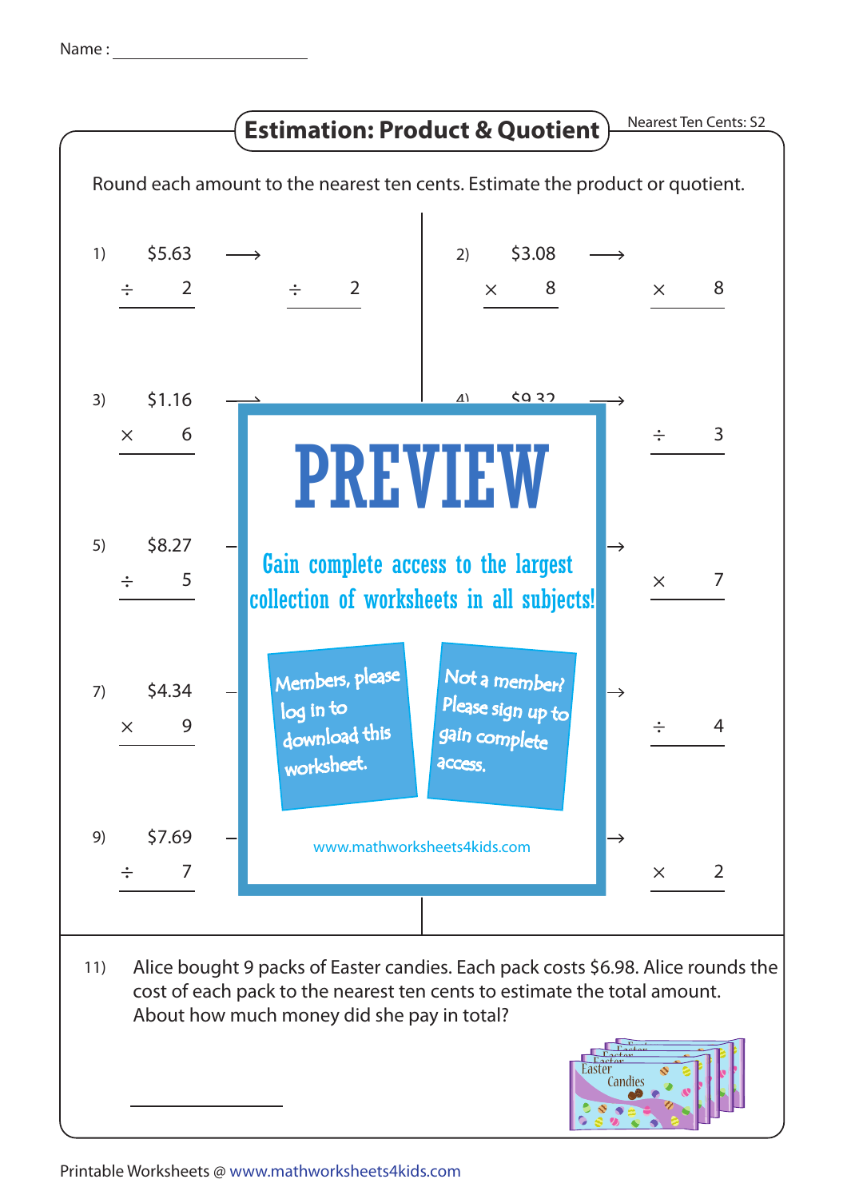Name : ____________________

# Estimation: Product & Quotient

Nearest Ten Cents: S2

Round each amount to the nearest ten cents. Estimate the product or quotient.

1) $5.63 ÷ 2 ⟶ ÷ 2

2) $3.08 × 8 ⟶ × 8

3) $1.16 × 6 ⟶

4) $9.32 ⟶ ÷ 3

5) $8.27 ÷ 5 ⟶

6) ⟶ × 7

7) $4.34 × 9 ⟶

8) ⟶ ÷ 4

9) $7.69 ÷ 7 ⟶

10) ⟶ × 2

PREVIEW

Gain complete access to the largest collection of worksheets in all subjects!

Members, please log in to download this worksheet.

Not a member? Please sign up to gain complete access.

www.mathworksheets4kids.com

11) Alice bought 9 packs of Easter candies. Each pack costs $6.98. Alice rounds the cost of each pack to the nearest ten cents to estimate the total amount. About how much money did she pay in total?

____________________

Printable Worksheets @ www.mathworksheets4kids.com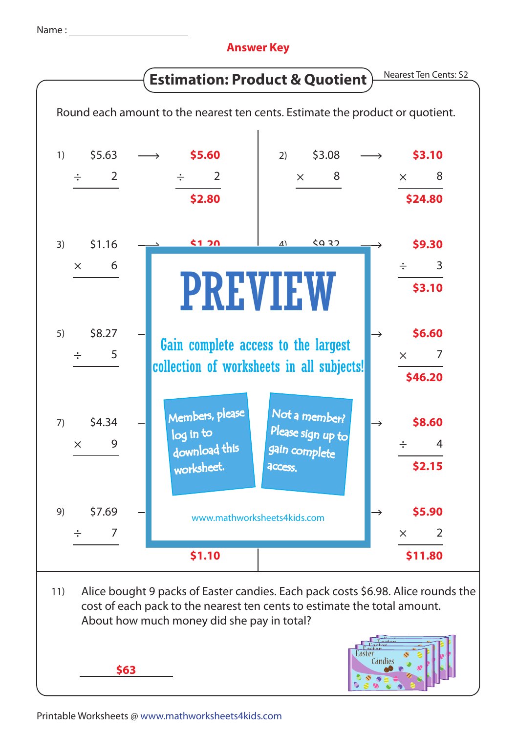Name : ______________________

**Answer Key**

# Estimation: Product & Quotient

Nearest Ten Cents: S2

Round each amount to the nearest ten cents. Estimate the product or quotient.

1) $5.63 ÷ 2 ⟶ $5.60 ÷ 2 = **$2.80**

2) $3.08 × 8 ⟶ $3.10 × 8 = **$24.80**

3) $1.16 × 6 ⟶ $1.20

4) $9.32 ⟶ $9.30 ÷ 3 = **$3.10**

PREVIEW

Gain complete access to the largest collection of worksheets in all subjects!

Members, please log in to download this worksheet.

Not a member? Please sign up to gain complete access.

www.mathworksheets4kids.com

5) $8.27 ÷ 5

6) ⟶ $6.60 × 7 = **$46.20**

7) $4.34 × 9

8) ⟶ $8.60 ÷ 4 = **$2.15**

9) $7.69 ÷ 7 ⟶ **$1.10**

10) ⟶ $5.90 × 2 = **$11.80**

11) Alice bought 9 packs of Easter candies. Each pack costs $6.98. Alice rounds the cost of each pack to the nearest ten cents to estimate the total amount. About how much money did she pay in total?

**$63**

Printable Worksheets @ www.mathworksheets4kids.com